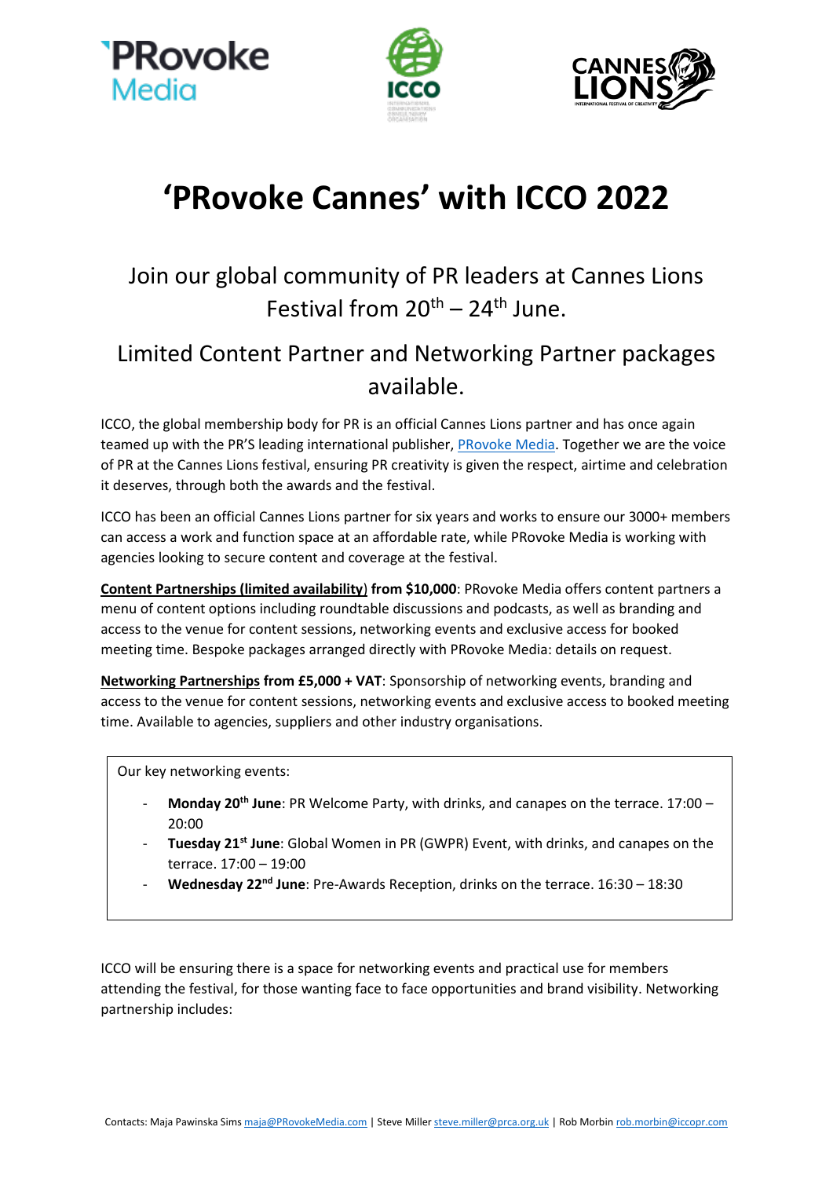# 'PRovoke Cannes' with ICCO 2022

## Join our global community of PR leaders at Cannes Lions Festival from 20th – 24th June.

## Limited Content Partner and Networking Partner packages available.

ICCO, the global membership body for PR is an official Cannes Lions partner and has once again teamed up with the PR'S leading international publisher, PRovoke Media. Together we are the voice of PR at the Cannes Lions festival, ensuring PR creativity is given the respect, airtime and celebration it deserves, through both the awards and the festival.

ICCO has been an official Cannes Lions partner for six years and works to ensure our 3000+ members can access a work and function space at an affordable rate, while PRovoke Media is working with agencies looking to secure content and coverage at the festival.

**Content Partnerships (limited availability) from $10,000**: PRovoke Media offers content partners a menu of content options including roundtable discussions and podcasts, as well as branding and access to the venue for content sessions, networking events and exclusive access for booked meeting time. Bespoke packages arranged directly with PRovoke Media: details on request.

**Networking Partnerships from £5,000 + VAT**: Sponsorship of networking events, branding and access to the venue for content sessions, networking events and exclusive access to booked meeting time. Available to agencies, suppliers and other industry organisations.

Our key networking events:

- **Monday 20th June**: PR Welcome Party, with drinks, and canapes on the terrace. 17:00 – 20:00
- **Tuesday 21st June**: Global Women in PR (GWPR) Event, with drinks, and canapes on the terrace. 17:00 – 19:00
- **Wednesday 22nd June**: Pre-Awards Reception, drinks on the terrace. 16:30 – 18:30

ICCO will be ensuring there is a space for networking events and practical use for members attending the festival, for those wanting face to face opportunities and brand visibility. Networking partnership includes:

Contacts: Maja Pawinska Sims maja@PRovokeMedia.com | Steve Miller steve.miller@prca.org.uk | Rob Morbin rob.morbin@iccopr.com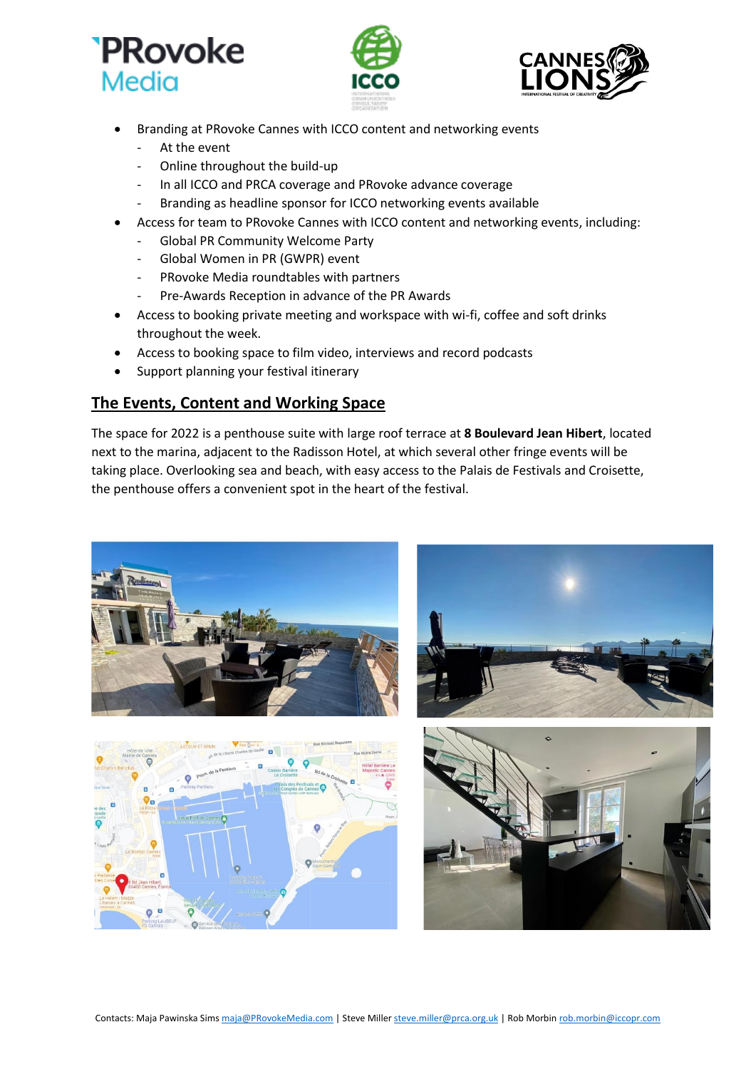- Branding at PRovoke Cannes with ICCO content and networking events
  - At the event
  - Online throughout the build-up
  - In all ICCO and PRCA coverage and PRovoke advance coverage
  - Branding as headline sponsor for ICCO networking events available
- Access for team to PRovoke Cannes with ICCO content and networking events, including:
  - Global PR Community Welcome Party
  - Global Women in PR (GWPR) event
  - PRovoke Media roundtables with partners
  - Pre-Awards Reception in advance of the PR Awards
- Access to booking private meeting and workspace with wi-fi, coffee and soft drinks throughout the week.
- Access to booking space to film video, interviews and record podcasts
- Support planning your festival itinerary

## The Events, Content and Working Space

The space for 2022 is a penthouse suite with large roof terrace at **8 Boulevard Jean Hibert**, located next to the marina, adjacent to the Radisson Hotel, at which several other fringe events will be taking place. Overlooking sea and beach, with easy access to the Palais de Festivals and Croisette, the penthouse offers a convenient spot in the heart of the festival.

Contacts: Maja Pawinska Sims maja@PRovokeMedia.com | Steve Miller steve.miller@prca.org.uk | Rob Morbin rob.morbin@iccopr.com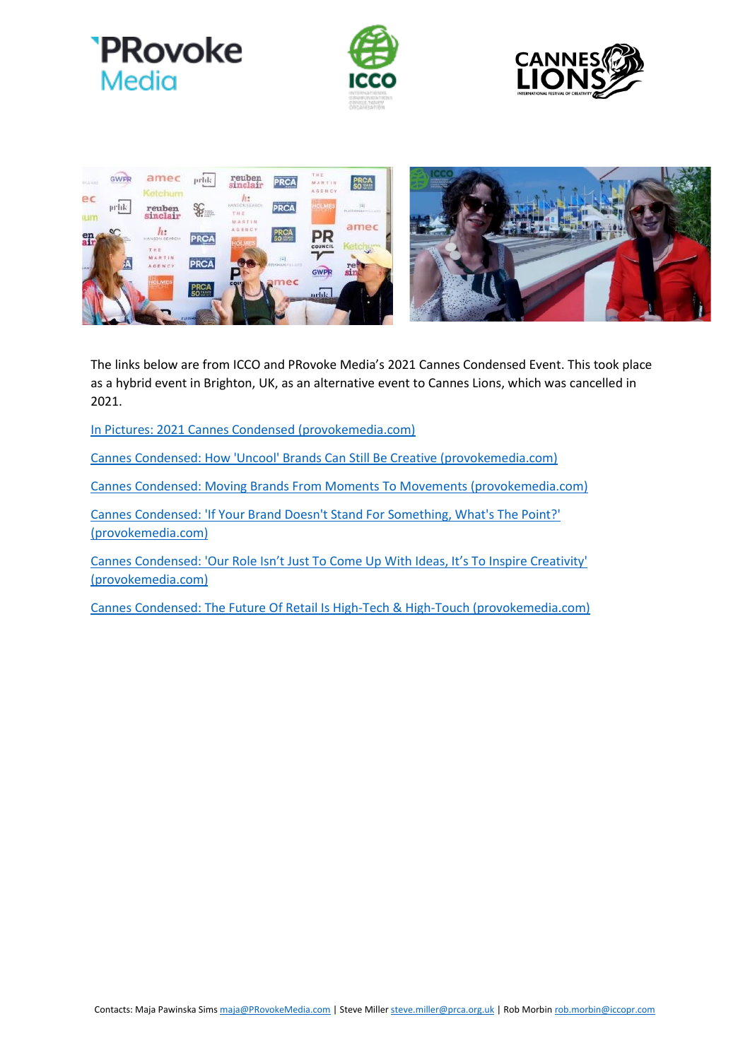The links below are from ICCO and PRovoke Media's 2021 Cannes Condensed Event. This took place as a hybrid event in Brighton, UK, as an alternative event to Cannes Lions, which was cancelled in 2021.

In Pictures: 2021 Cannes Condensed (provokemedia.com)

Cannes Condensed: How 'Uncool' Brands Can Still Be Creative (provokemedia.com)

Cannes Condensed: Moving Brands From Moments To Movements (provokemedia.com)

Cannes Condensed: 'If Your Brand Doesn't Stand For Something, What's The Point?' (provokemedia.com)

Cannes Condensed: 'Our Role Isn't Just To Come Up With Ideas, It's To Inspire Creativity' (provokemedia.com)

Cannes Condensed: The Future Of Retail Is High-Tech & High-Touch (provokemedia.com)

Contacts: Maja Pawinska Sims maja@PRovokeMedia.com | Steve Miller steve.miller@prca.org.uk | Rob Morbin rob.morbin@iccopr.com